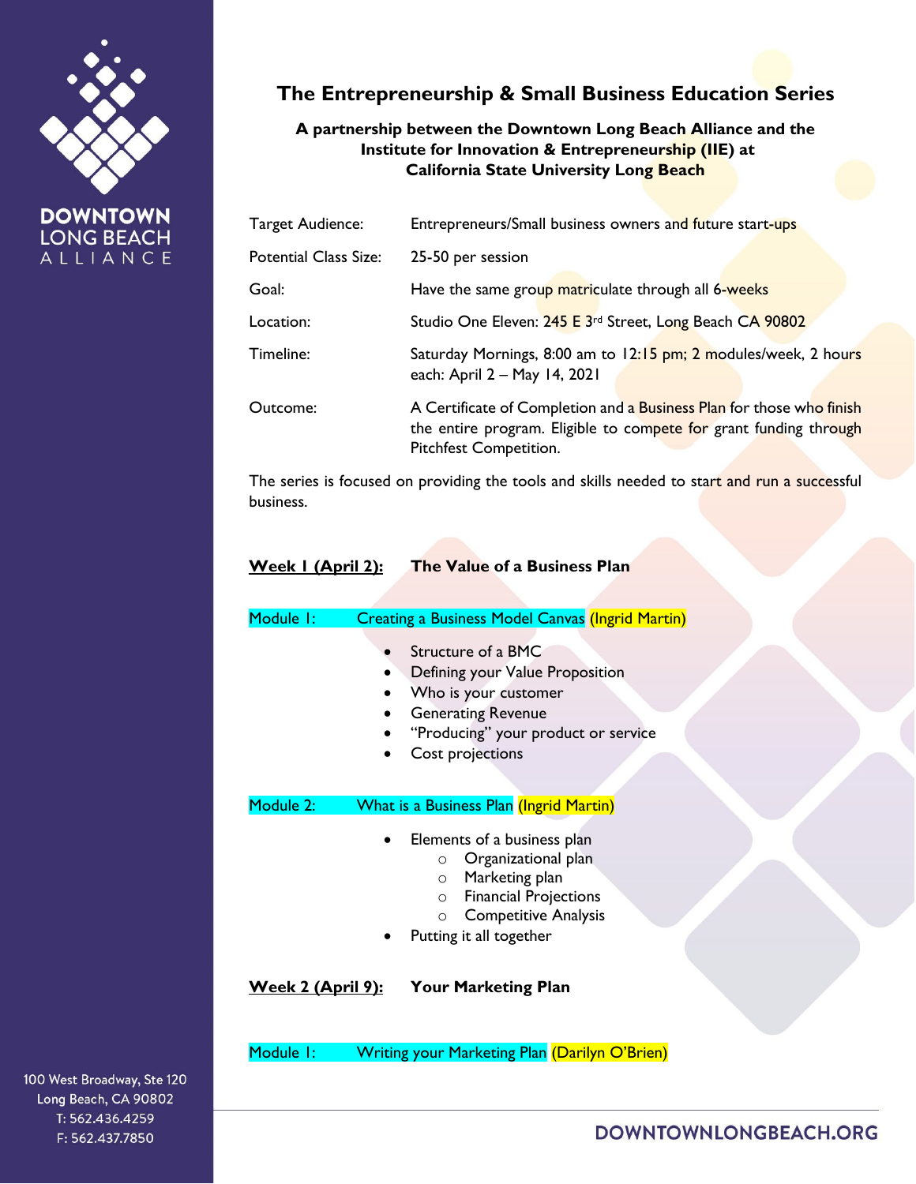# The Entrepreneurship & Small Business Education Series

**A partnership between the Downtown Long Beach Alliance and the Institute for Innovation & Entrepreneurship (IIE) at California State University Long Beach**

| | |
|---|---|
| Target Audience: | Entrepreneurs/Small business owners and future start-ups |
| Potential Class Size: | 25-50 per session |
| Goal: | Have the same group matriculate through all 6-weeks |
| Location: | Studio One Eleven: 245 E 3rd Street, Long Beach CA 90802 |
| Timeline: | Saturday Mornings, 8:00 am to 12:15 pm; 2 modules/week, 2 hours each: April 2 – May 14, 2021 |
| Outcome: | A Certificate of Completion and a Business Plan for those who finish the entire program. Eligible to compete for grant funding through Pitchfest Competition. |

The series is focused on providing the tools and skills needed to start and run a successful business.

## Week 1 (April 2): The Value of a Business Plan

**Module 1:** Creating a Business Model Canvas (Ingrid Martin)

- Structure of a BMC
- Defining your Value Proposition
- Who is your customer
- Generating Revenue
- "Producing" your product or service
- Cost projections

**Module 2:** What is a Business Plan (Ingrid Martin)

- Elements of a business plan
  - Organizational plan
  - Marketing plan
  - Financial Projections
  - Competitive Analysis
- Putting it all together

## Week 2 (April 9): Your Marketing Plan

**Module 1:** Writing your Marketing Plan (Darilyn O'Brien)

100 West Broadway, Ste 120
Long Beach, CA 90802
T: 562.436.4259
F: 562.437.7850

DOWNTOWNLONGBEACH.ORG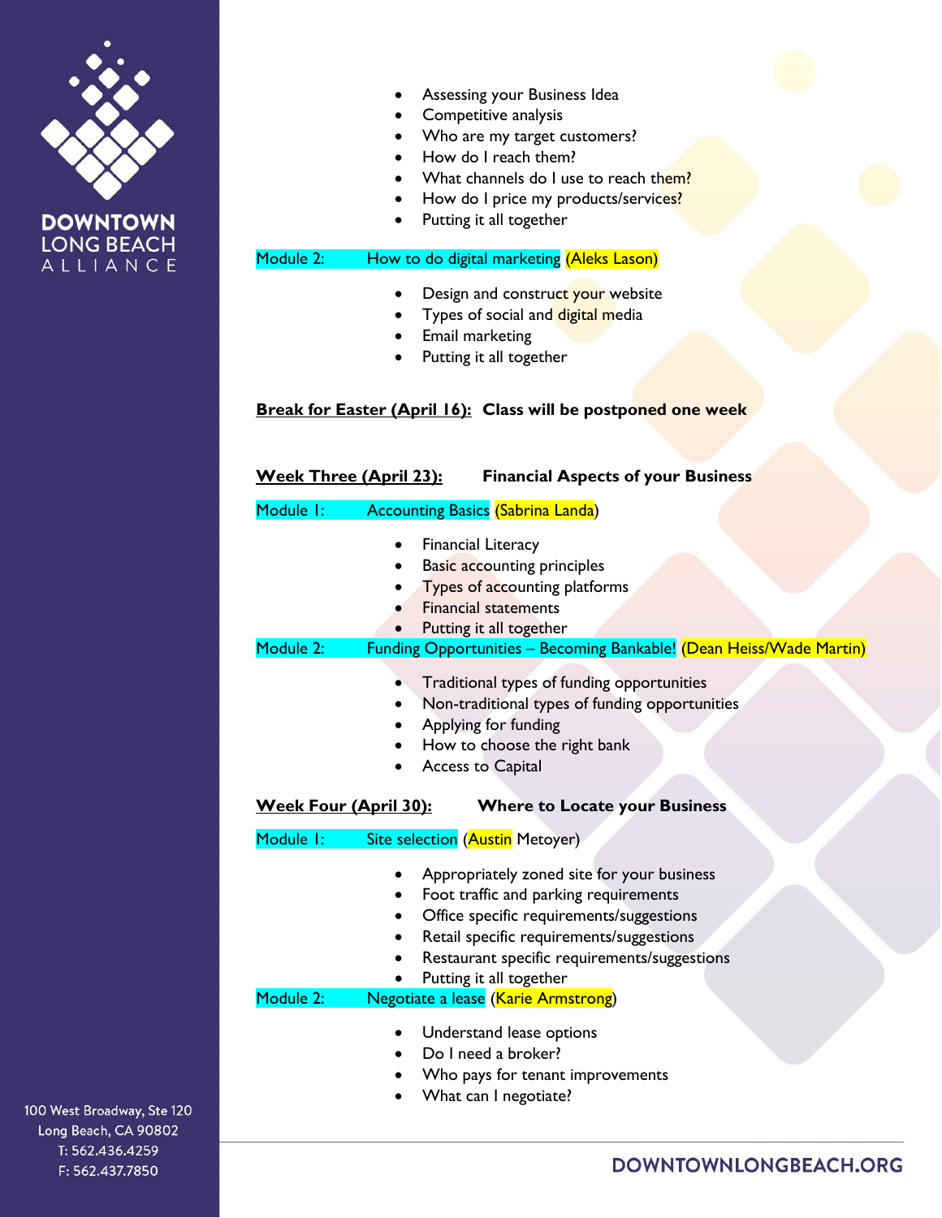- Assessing your Business Idea
- Competitive analysis
- Who are my target customers?
- How do I reach them?
- What channels do I use to reach them?
- How do I price my products/services?
- Putting it all together

Module 2: How to do digital marketing (Aleks Lason)

- Design and construct your website
- Types of social and digital media
- Email marketing
- Putting it all together

**<u>Break for Easter (April 16):</u> Class will be postponed one week**

**<u>Week Three (April 23):</u> Financial Aspects of your Business**

Module 1: Accounting Basics (Sabrina Landa)

- Financial Literacy
- Basic accounting principles
- Types of accounting platforms
- Financial statements
- Putting it all together

Module 2: Funding Opportunities – Becoming Bankable! (Dean Heiss/Wade Martin)

- Traditional types of funding opportunities
- Non-traditional types of funding opportunities
- Applying for funding
- How to choose the right bank
- Access to Capital

**<u>Week Four (April 30):</u> Where to Locate your Business**

Module 1: Site selection (Austin Metoyer)

- Appropriately zoned site for your business
- Foot traffic and parking requirements
- Office specific requirements/suggestions
- Retail specific requirements/suggestions
- Restaurant specific requirements/suggestions
- Putting it all together

Module 2: Negotiate a lease (Karie Armstrong)

- Understand lease options
- Do I need a broker?
- Who pays for tenant improvements
- What can I negotiate?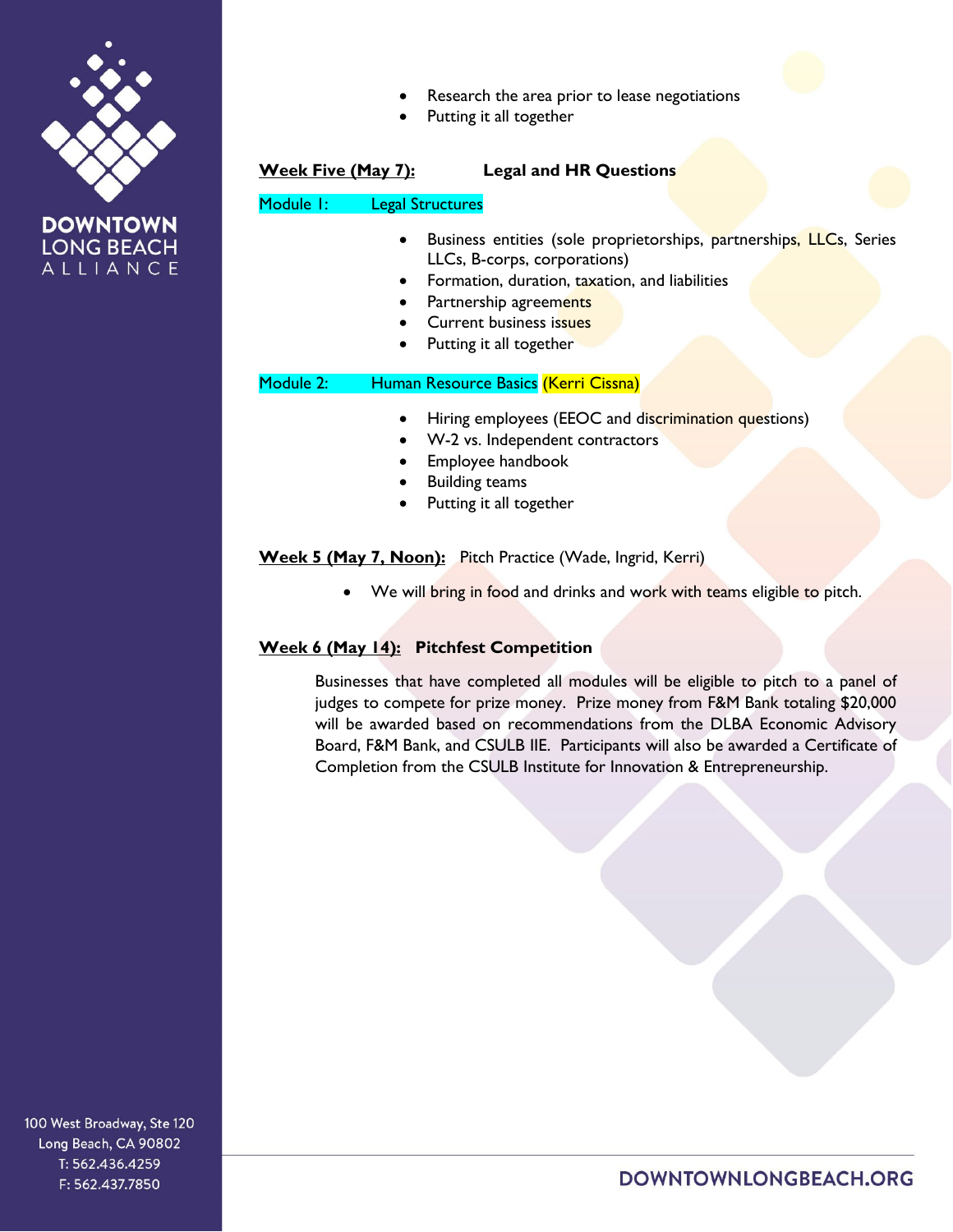- Research the area prior to lease negotiations
- Putting it all together

**Week Five (May 7):** **Legal and HR Questions**

Module 1: Legal Structures

- Business entities (sole proprietorships, partnerships, LLCs, Series LLCs, B-corps, corporations)
- Formation, duration, taxation, and liabilities
- Partnership agreements
- Current business issues
- Putting it all together

Module 2: Human Resource Basics (Kerri Cissna)

- Hiring employees (EEOC and discrimination questions)
- W-2 vs. Independent contractors
- Employee handbook
- Building teams
- Putting it all together

**Week 5 (May 7, Noon):** Pitch Practice (Wade, Ingrid, Kerri)

- We will bring in food and drinks and work with teams eligible to pitch.

**Week 6 (May 14):** **Pitchfest Competition**

Businesses that have completed all modules will be eligible to pitch to a panel of judges to compete for prize money. Prize money from F&M Bank totaling $20,000 will be awarded based on recommendations from the DLBA Economic Advisory Board, F&M Bank, and CSULB IIE. Participants will also be awarded a Certificate of Completion from the CSULB Institute for Innovation & Entrepreneurship.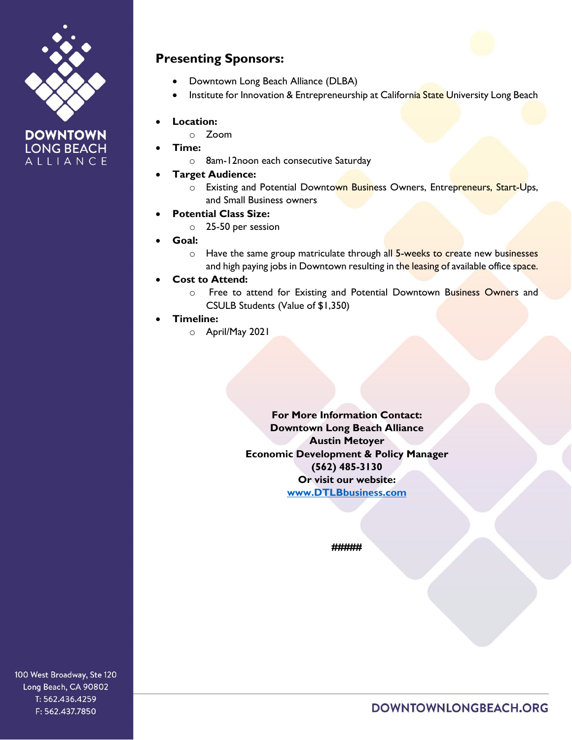**Presenting Sponsors:**

- Downtown Long Beach Alliance (DLBA)
- Institute for Innovation & Entrepreneurship at California State University Long Beach

- **Location:**
  - Zoom
- **Time:**
  - 8am-12noon each consecutive Saturday
- **Target Audience:**
  - Existing and Potential Downtown Business Owners, Entrepreneurs, Start-Ups, and Small Business owners
- **Potential Class Size:**
  - 25-50 per session
- **Goal:**
  - Have the same group matriculate through all 5-weeks to create new businesses and high paying jobs in Downtown resulting in the leasing of available office space.
- **Cost to Attend:**
  - Free to attend for Existing and Potential Downtown Business Owners and CSULB Students (Value of $1,350)
- **Timeline:**
  - April/May 2021

**For More Information Contact:**
**Downtown Long Beach Alliance**
**Austin Metoyer**
**Economic Development & Policy Manager**
**(562) 485-3130**
**Or visit our website:**
**www.DTLBbusiness.com**

**#####**

DOWNTOWN LONG BEACH ALLIANCE

100 West Broadway, Ste 120
Long Beach, CA 90802
T: 562.436.4259
F: 562.437.7850

DOWNTOWNLONGBEACH.ORG